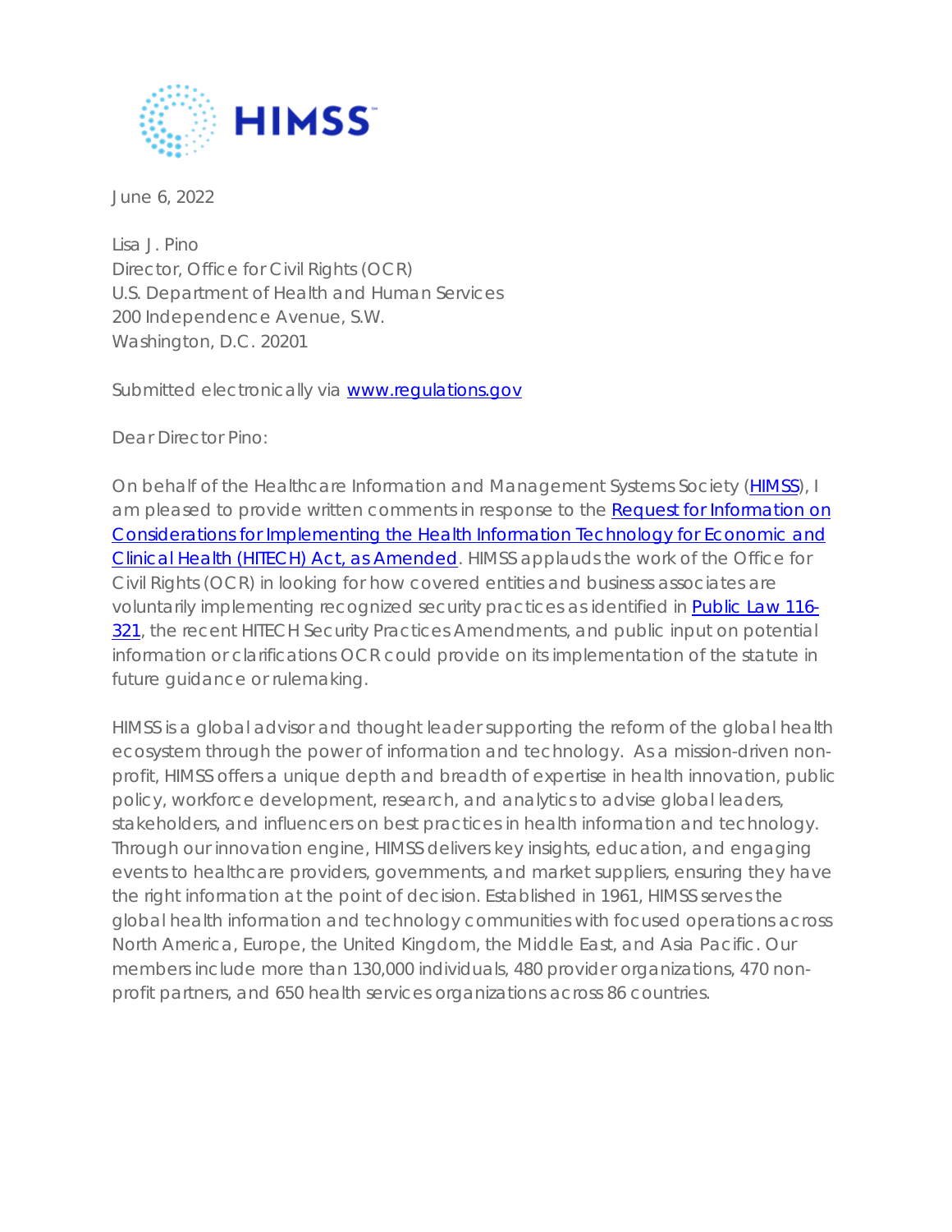HIMSS

June 6, 2022

Lisa J. Pino
Director, Office for Civil Rights (OCR)
U.S. Department of Health and Human Services
200 Independence Avenue, S.W.
Washington, D.C. 20201

Submitted electronically via [www.regulations.gov](http://www.regulations.gov)

Dear Director Pino:

On behalf of the Healthcare Information and Management Systems Society ([HIMSS](#)), I am pleased to provide written comments in response to the [Request for Information on Considerations for Implementing the Health Information Technology for Economic and Clinical Health (HITECH) Act, as Amended](#). HIMSS applauds the work of the Office for Civil Rights (OCR) in looking for how covered entities and business associates are voluntarily implementing recognized security practices as identified in [Public Law 116-321](#), the recent HITECH Security Practices Amendments, and public input on potential information or clarifications OCR could provide on its implementation of the statute in future guidance or rulemaking.

HIMSS is a global advisor and thought leader supporting the reform of the global health ecosystem through the power of information and technology. As a mission-driven non-profit, HIMSS offers a unique depth and breadth of expertise in health innovation, public policy, workforce development, research, and analytics to advise global leaders, stakeholders, and influencers on best practices in health information and technology. Through our innovation engine, HIMSS delivers key insights, education, and engaging events to healthcare providers, governments, and market suppliers, ensuring they have the right information at the point of decision. Established in 1961, HIMSS serves the global health information and technology communities with focused operations across North America, Europe, the United Kingdom, the Middle East, and Asia Pacific. Our members include more than 130,000 individuals, 480 provider organizations, 470 non-profit partners, and 650 health services organizations across 86 countries.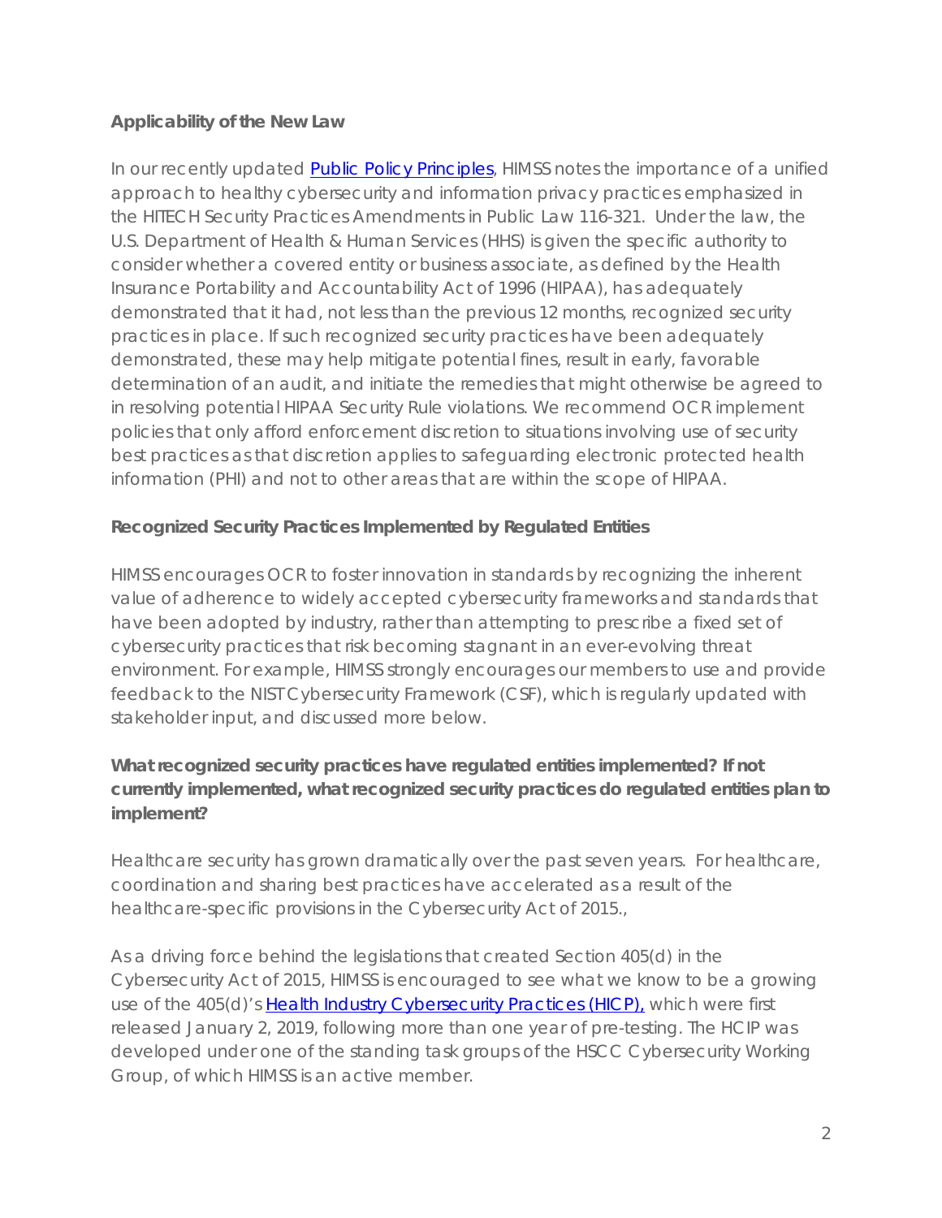**Applicability of the New Law**

In our recently updated [Public Policy Principles](), HIMSS notes the importance of a unified approach to healthy cybersecurity and information privacy practices emphasized in the HITECH Security Practices Amendments in Public Law 116-321. Under the law, the U.S. Department of Health & Human Services (HHS) is given the specific authority to consider whether a covered entity or business associate, as defined by the Health Insurance Portability and Accountability Act of 1996 (HIPAA), has adequately demonstrated that it had, not less than the previous 12 months, recognized security practices in place. If such recognized security practices have been adequately demonstrated, these may help mitigate potential fines, result in early, favorable determination of an audit, and initiate the remedies that might otherwise be agreed to in resolving potential HIPAA Security Rule violations. We recommend OCR implement policies that only afford enforcement discretion to situations involving use of security best practices as that discretion applies to safeguarding electronic protected health information (PHI) and not to other areas that are within the scope of HIPAA.

**Recognized Security Practices Implemented by Regulated Entities**

HIMSS encourages OCR to foster innovation in standards by recognizing the inherent value of adherence to widely accepted cybersecurity frameworks and standards that have been adopted by industry, rather than attempting to prescribe a fixed set of cybersecurity practices that risk becoming stagnant in an ever-evolving threat environment. For example, HIMSS strongly encourages our members to use and provide feedback to the NIST Cybersecurity Framework (CSF), which is regularly updated with stakeholder input, and discussed more below.

**What recognized security practices have regulated entities implemented? If not currently implemented, what recognized security practices do regulated entities plan to implement?**

Healthcare security has grown dramatically over the past seven years. For healthcare, coordination and sharing best practices have accelerated as a result of the healthcare-specific provisions in the Cybersecurity Act of 2015.,

As a driving force behind the legislations that created Section 405(d) in the Cybersecurity Act of 2015, HIMSS is encouraged to see what we know to be a growing use of the 405(d)'s [Health Industry Cybersecurity Practices (HICP),]() which were first released January 2, 2019, following more than one year of pre-testing. The HCIP was developed under one of the standing task groups of the HSCC Cybersecurity Working Group, of which HIMSS is an active member.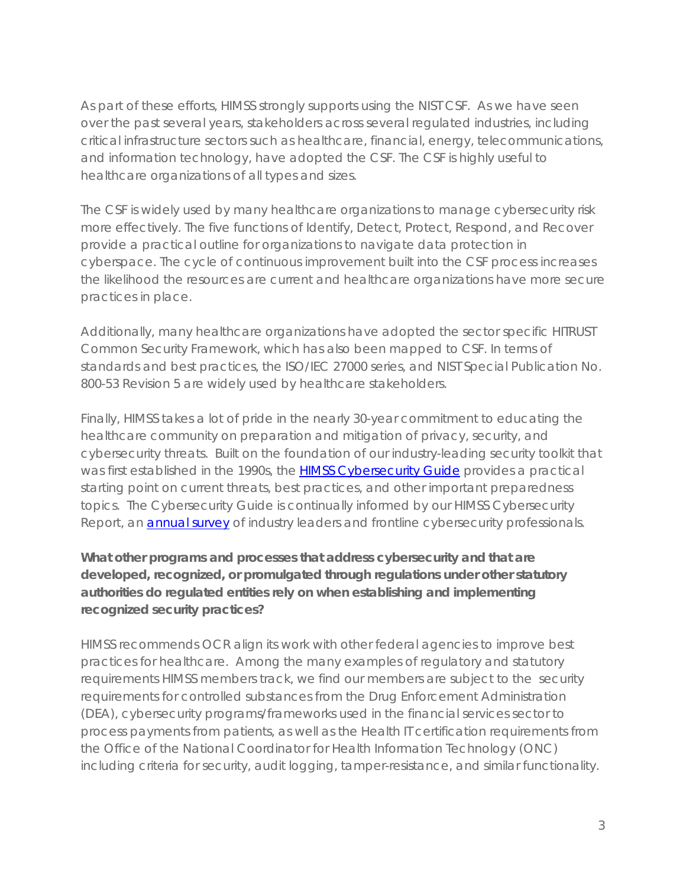As part of these efforts, HIMSS strongly supports using the NIST CSF. As we have seen over the past several years, stakeholders across several regulated industries, including critical infrastructure sectors such as healthcare, financial, energy, telecommunications, and information technology, have adopted the CSF. The CSF is highly useful to healthcare organizations of all types and sizes.

The CSF is widely used by many healthcare organizations to manage cybersecurity risk more effectively. The five functions of Identify, Detect, Protect, Respond, and Recover provide a practical outline for organizations to navigate data protection in cyberspace. The cycle of continuous improvement built into the CSF process increases the likelihood the resources are current and healthcare organizations have more secure practices in place.

Additionally, many healthcare organizations have adopted the sector specific HITRUST Common Security Framework, which has also been mapped to CSF. In terms of standards and best practices, the ISO/IEC 27000 series, and NIST Special Publication No. 800-53 Revision 5 are widely used by healthcare stakeholders.

Finally, HIMSS takes a lot of pride in the nearly 30-year commitment to educating the healthcare community on preparation and mitigation of privacy, security, and cybersecurity threats. Built on the foundation of our industry-leading security toolkit that was first established in the 1990s, the HIMSS Cybersecurity Guide provides a practical starting point on current threats, best practices, and other important preparedness topics. The Cybersecurity Guide is continually informed by our HIMSS Cybersecurity Report, an annual survey of industry leaders and frontline cybersecurity professionals.

**What other programs and processes that address cybersecurity and that are developed, recognized, or promulgated through regulations under other statutory authorities do regulated entities rely on when establishing and implementing recognized security practices?**

HIMSS recommends OCR align its work with other federal agencies to improve best practices for healthcare. Among the many examples of regulatory and statutory requirements HIMSS members track, we find our members are subject to the security requirements for controlled substances from the Drug Enforcement Administration (DEA), cybersecurity programs/frameworks used in the financial services sector to process payments from patients, as well as the Health IT certification requirements from the Office of the National Coordinator for Health Information Technology (ONC) including criteria for security, audit logging, tamper-resistance, and similar functionality.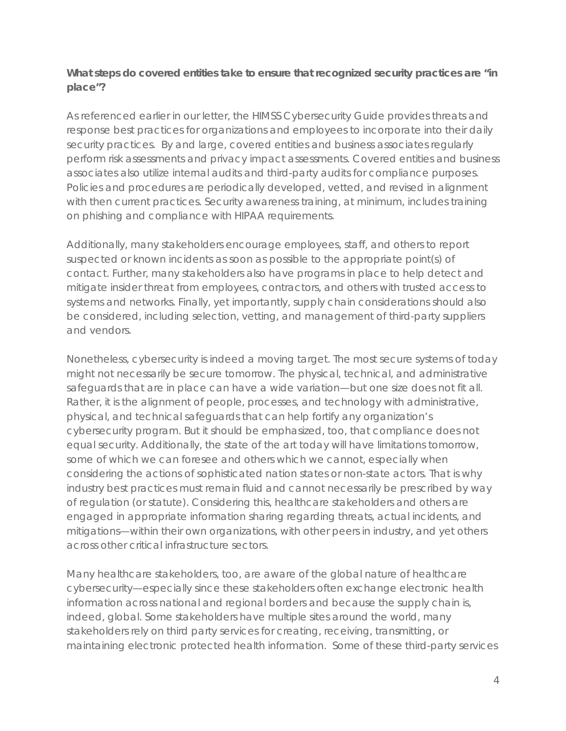**What steps do covered entities take to ensure that recognized security practices are "in place"?**

As referenced earlier in our letter, the HIMSS Cybersecurity Guide provides threats and response best practices for organizations and employees to incorporate into their daily security practices. By and large, covered entities and business associates regularly perform risk assessments and privacy impact assessments. Covered entities and business associates also utilize internal audits and third-party audits for compliance purposes. Policies and procedures are periodically developed, vetted, and revised in alignment with then current practices. Security awareness training, at minimum, includes training on phishing and compliance with HIPAA requirements.

Additionally, many stakeholders encourage employees, staff, and others to report suspected or known incidents as soon as possible to the appropriate point(s) of contact. Further, many stakeholders also have programs in place to help detect and mitigate insider threat from employees, contractors, and others with trusted access to systems and networks. Finally, yet importantly, supply chain considerations should also be considered, including selection, vetting, and management of third-party suppliers and vendors.

Nonetheless, cybersecurity is indeed a moving target. The most secure systems of today might not necessarily be secure tomorrow. The physical, technical, and administrative safeguards that are in place can have a wide variation—but one size does not fit all. Rather, it is the alignment of people, processes, and technology with administrative, physical, and technical safeguards that can help fortify any organization's cybersecurity program. But it should be emphasized, too, that compliance does not equal security. Additionally, the state of the art today will have limitations tomorrow, some of which we can foresee and others which we cannot, especially when considering the actions of sophisticated nation states or non-state actors. That is why industry best practices must remain fluid and cannot necessarily be prescribed by way of regulation (or statute). Considering this, healthcare stakeholders and others are engaged in appropriate information sharing regarding threats, actual incidents, and mitigations—within their own organizations, with other peers in industry, and yet others across other critical infrastructure sectors.

Many healthcare stakeholders, too, are aware of the global nature of healthcare cybersecurity—especially since these stakeholders often exchange electronic health information across national and regional borders and because the supply chain is, indeed, global. Some stakeholders have multiple sites around the world, many stakeholders rely on third party services for creating, receiving, transmitting, or maintaining electronic protected health information. Some of these third-party services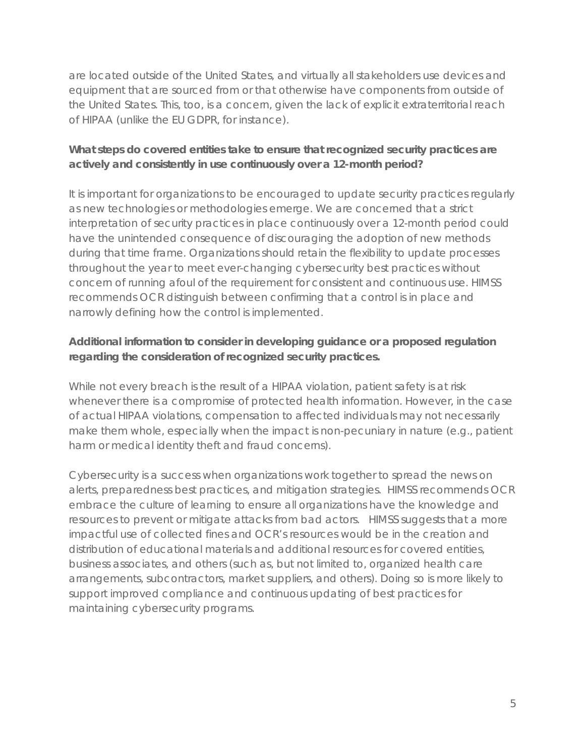are located outside of the United States, and virtually all stakeholders use devices and equipment that are sourced from or that otherwise have components from outside of the United States. This, too, is a concern, given the lack of explicit extraterritorial reach of HIPAA (unlike the EU GDPR, for instance).

**What steps do covered entities take to ensure that recognized security practices are actively and consistently in use continuously over a 12-month period?**

It is important for organizations to be encouraged to update security practices regularly as new technologies or methodologies emerge. We are concerned that a strict interpretation of security practices in place continuously over a 12-month period could have the unintended consequence of discouraging the adoption of new methods during that time frame. Organizations should retain the flexibility to update processes throughout the year to meet ever-changing cybersecurity best practices without concern of running afoul of the requirement for consistent and continuous use. HIMSS recommends OCR distinguish between confirming that a control is in place and narrowly defining how the control is implemented.

**Additional information to consider in developing guidance or a proposed regulation regarding the consideration of recognized security practices.**

While not every breach is the result of a HIPAA violation, patient safety is at risk whenever there is a compromise of protected health information. However, in the case of actual HIPAA violations, compensation to affected individuals may not necessarily make them whole, especially when the impact is non-pecuniary in nature (e.g., patient harm or medical identity theft and fraud concerns).

Cybersecurity is a success when organizations work together to spread the news on alerts, preparedness best practices, and mitigation strategies. HIMSS recommends OCR embrace the culture of learning to ensure all organizations have the knowledge and resources to prevent or mitigate attacks from bad actors. HIMSS suggests that a more impactful use of collected fines and OCR's resources would be in the creation and distribution of educational materials and additional resources for covered entities, business associates, and others (such as, but not limited to, organized health care arrangements, subcontractors, market suppliers, and others). Doing so is more likely to support improved compliance and continuous updating of best practices for maintaining cybersecurity programs.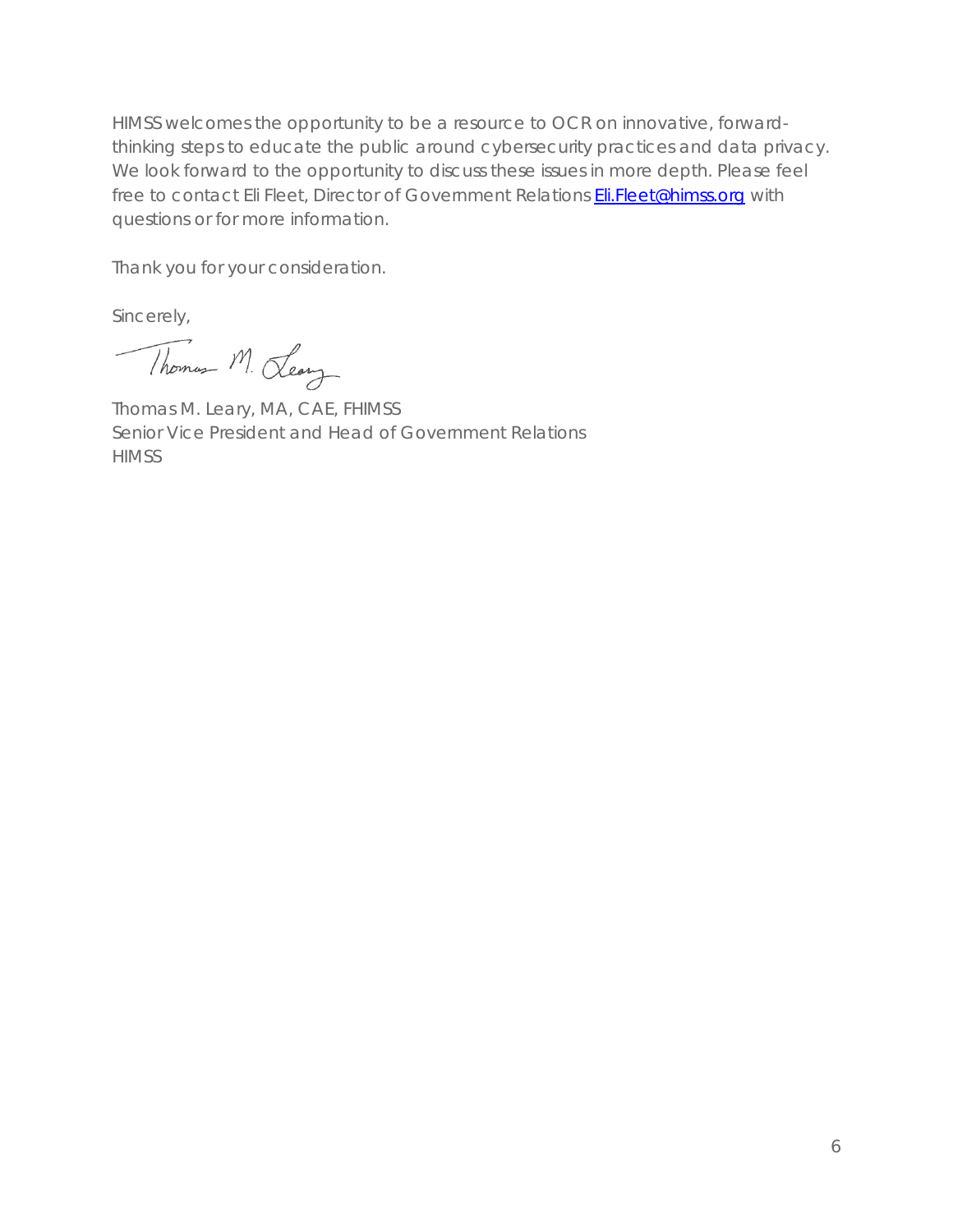HIMSS welcomes the opportunity to be a resource to OCR on innovative, forward-thinking steps to educate the public around cybersecurity practices and data privacy. We look forward to the opportunity to discuss these issues in more depth. Please feel free to contact Eli Fleet, Director of Government Relations [Eli.Fleet@himss.org](mailto:Eli.Fleet@himss.org) with questions or for more information.

Thank you for your consideration.

Sincerely,

Thomas M. Leary, MA, CAE, FHIMSS
Senior Vice President and Head of Government Relations
HIMSS